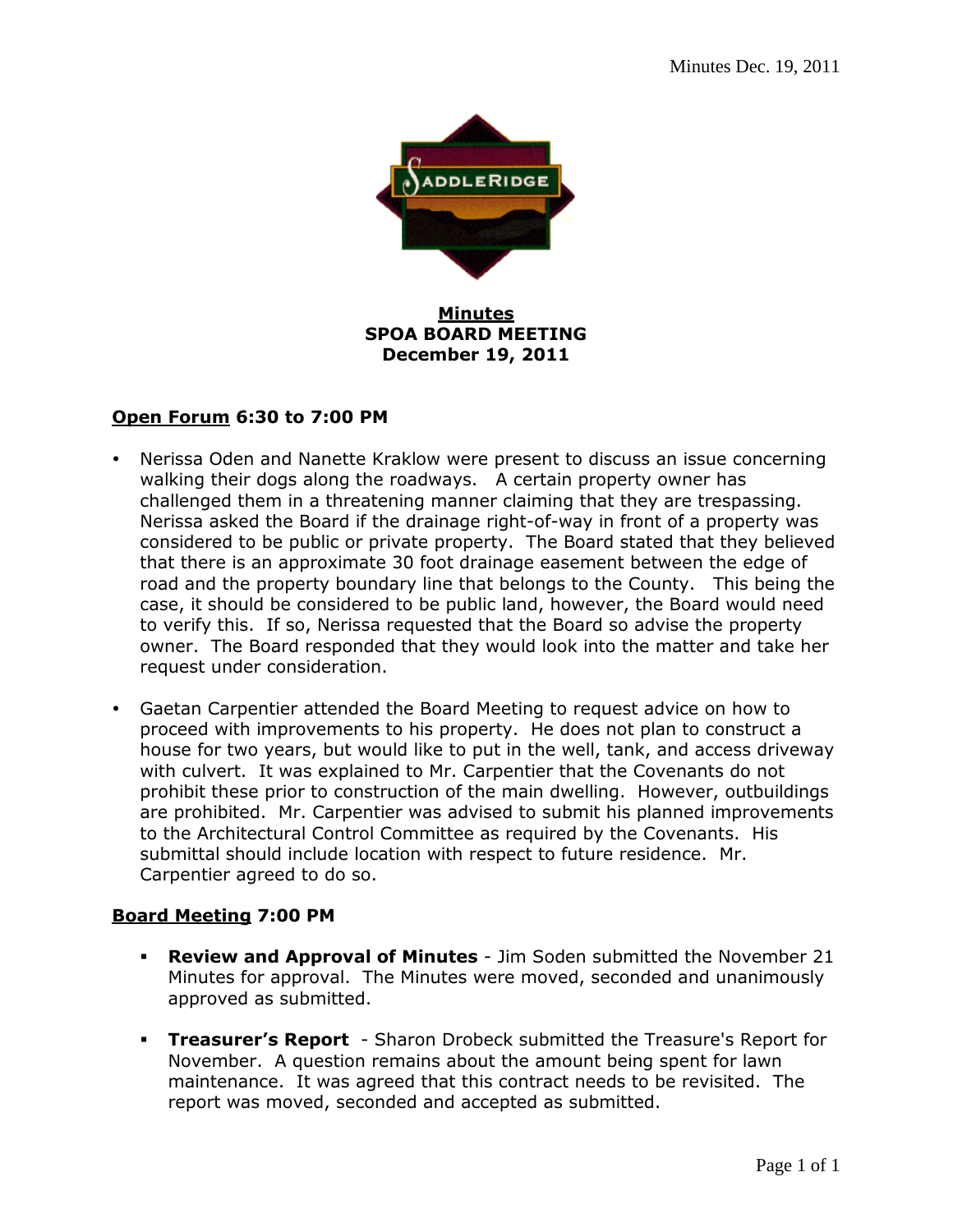**Minutes**
**SPOA BOARD MEETING**
**December 19, 2011**

## **Open Forum** 6:30 to 7:00 PM

- Nerissa Oden and Nanette Kraklow were present to discuss an issue concerning walking their dogs along the roadways. A certain property owner has challenged them in a threatening manner claiming that they are trespassing. Nerissa asked the Board if the drainage right-of-way in front of a property was considered to be public or private property. The Board stated that they believed that there is an approximate 30 foot drainage easement between the edge of road and the property boundary line that belongs to the County. This being the case, it should be considered to be public land, however, the Board would need to verify this. If so, Nerissa requested that the Board so advise the property owner. The Board responded that they would look into the matter and take her request under consideration.

- Gaetan Carpentier attended the Board Meeting to request advice on how to proceed with improvements to his property. He does not plan to construct a house for two years, but would like to put in the well, tank, and access driveway with culvert. It was explained to Mr. Carpentier that the Covenants do not prohibit these prior to construction of the main dwelling. However, outbuildings are prohibited. Mr. Carpentier was advised to submit his planned improvements to the Architectural Control Committee as required by the Covenants. His submittal should include location with respect to future residence. Mr. Carpentier agreed to do so.

## **Board Meeting** 7:00 PM

- **Review and Approval of Minutes** - Jim Soden submitted the November 21 Minutes for approval. The Minutes were moved, seconded and unanimously approved as submitted.

- **Treasurer's Report** - Sharon Drobeck submitted the Treasure's Report for November. A question remains about the amount being spent for lawn maintenance. It was agreed that this contract needs to be revisited. The report was moved, seconded and accepted as submitted.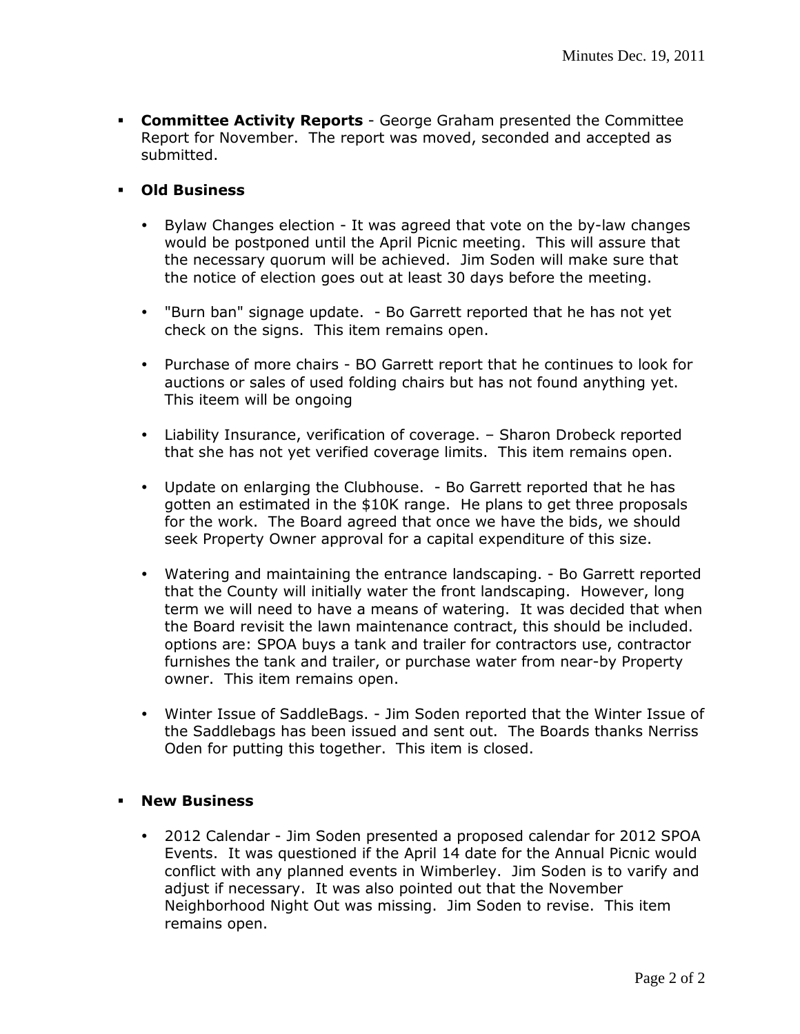- **Committee Activity Reports** - George Graham presented the Committee Report for November. The report was moved, seconded and accepted as submitted.

- **Old Business**

  - Bylaw Changes election - It was agreed that vote on the by-law changes would be postponed until the April Picnic meeting. This will assure that the necessary quorum will be achieved. Jim Soden will make sure that the notice of election goes out at least 30 days before the meeting.

  - "Burn ban" signage update. - Bo Garrett reported that he has not yet check on the signs. This item remains open.

  - Purchase of more chairs - BO Garrett report that he continues to look for auctions or sales of used folding chairs but has not found anything yet. This iteem will be ongoing

  - Liability Insurance, verification of coverage. – Sharon Drobeck reported that she has not yet verified coverage limits. This item remains open.

  - Update on enlarging the Clubhouse. - Bo Garrett reported that he has gotten an estimated in the $10K range. He plans to get three proposals for the work. The Board agreed that once we have the bids, we should seek Property Owner approval for a capital expenditure of this size.

  - Watering and maintaining the entrance landscaping. - Bo Garrett reported that the County will initially water the front landscaping. However, long term we will need to have a means of watering. It was decided that when the Board revisit the lawn maintenance contract, this should be included. options are: SPOA buys a tank and trailer for contractors use, contractor furnishes the tank and trailer, or purchase water from near-by Property owner. This item remains open.

  - Winter Issue of SaddleBags. - Jim Soden reported that the Winter Issue of the Saddlebags has been issued and sent out. The Boards thanks Nerriss Oden for putting this together. This item is closed.

- **New Business**

  - 2012 Calendar - Jim Soden presented a proposed calendar for 2012 SPOA Events. It was questioned if the April 14 date for the Annual Picnic would conflict with any planned events in Wimberley. Jim Soden is to varify and adjust if necessary. It was also pointed out that the November Neighborhood Night Out was missing. Jim Soden to revise. This item remains open.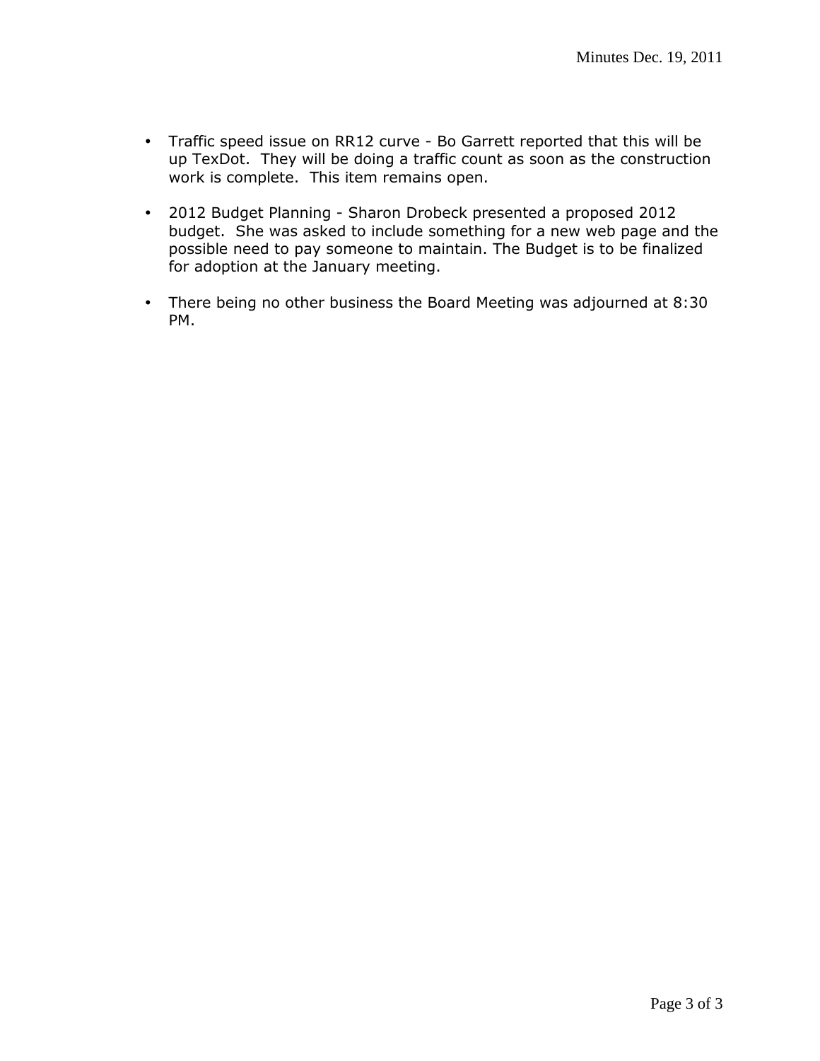- Traffic speed issue on RR12 curve - Bo Garrett reported that this will be up TexDot.  They will be doing a traffic count as soon as the construction work is complete.  This item remains open.

- 2012 Budget Planning - Sharon Drobeck presented a proposed 2012 budget.  She was asked to include something for a new web page and the possible need to pay someone to maintain. The Budget is to be finalized for adoption at the January meeting.

- There being no other business the Board Meeting was adjourned at 8:30 PM.